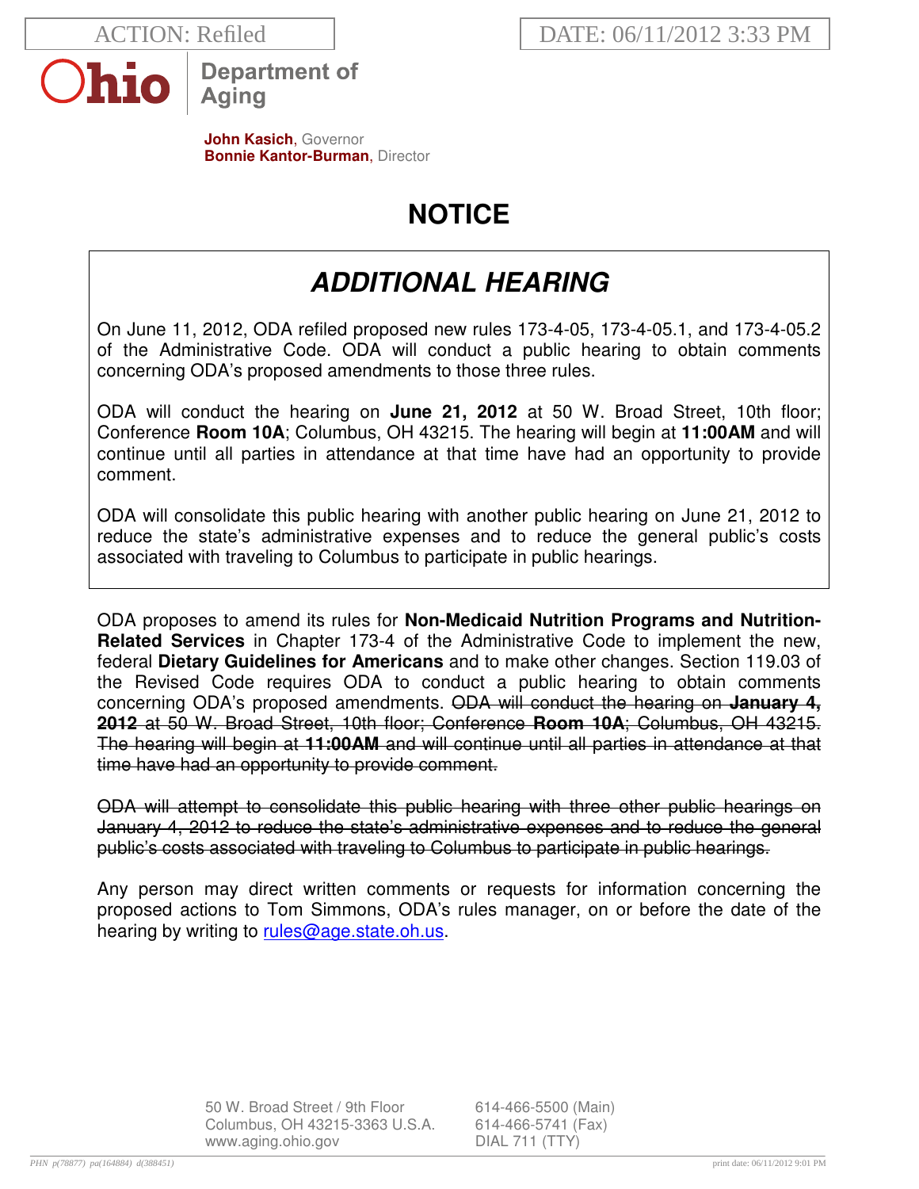ACTION: Refiled

DATE: 06/11/2012 3:33 PM

**Ohio** | Department of Aging

**John Kasich**, Governor
**Bonnie Kantor-Burman**, Director

# NOTICE

## *ADDITIONAL HEARING*

On June 11, 2012, ODA refiled proposed new rules 173-4-05, 173-4-05.1, and 173-4-05.2 of the Administrative Code. ODA will conduct a public hearing to obtain comments concerning ODA's proposed amendments to those three rules.

ODA will conduct the hearing on **June 21, 2012** at 50 W. Broad Street, 10th floor; Conference **Room 10A**; Columbus, OH 43215. The hearing will begin at **11:00AM** and will continue until all parties in attendance at that time have had an opportunity to provide comment.

ODA will consolidate this public hearing with another public hearing on June 21, 2012 to reduce the state's administrative expenses and to reduce the general public's costs associated with traveling to Columbus to participate in public hearings.

ODA proposes to amend its rules for **Non-Medicaid Nutrition Programs and Nutrition-Related Services** in Chapter 173-4 of the Administrative Code to implement the new, federal **Dietary Guidelines for Americans** and to make other changes. Section 119.03 of the Revised Code requires ODA to conduct a public hearing to obtain comments concerning ODA's proposed amendments. ~~ODA will conduct the hearing on **January 4, 2012** at 50 W. Broad Street, 10th floor; Conference **Room 10A**; Columbus, OH 43215. The hearing will begin at **11:00AM** and will continue until all parties in attendance at that time have had an opportunity to provide comment.~~

~~ODA will attempt to consolidate this public hearing with three other public hearings on January 4, 2012 to reduce the state's administrative expenses and to reduce the general public's costs associated with traveling to Columbus to participate in public hearings.~~

Any person may direct written comments or requests for information concerning the proposed actions to Tom Simmons, ODA's rules manager, on or before the date of the hearing by writing to rules@age.state.oh.us.

50 W. Broad Street / 9th Floor
Columbus, OH 43215-3363 U.S.A.
www.aging.ohio.gov

614-466-5500 (Main)
614-466-5741 (Fax)
DIAL 711 (TTY)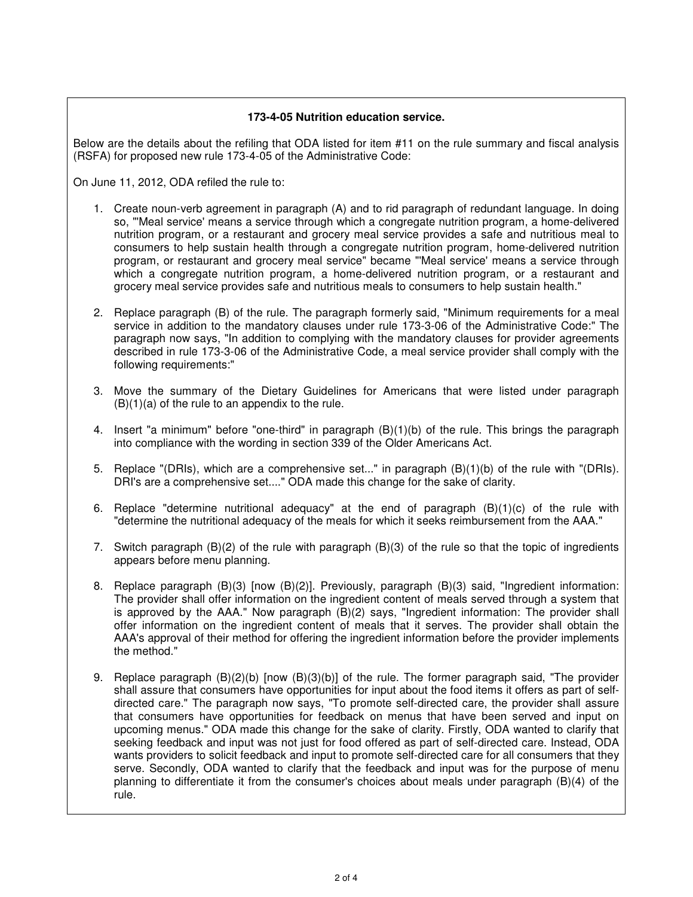**173-4-05 Nutrition education service.**

Below are the details about the refiling that ODA listed for item #11 on the rule summary and fiscal analysis (RSFA) for proposed new rule 173-4-05 of the Administrative Code:

On June 11, 2012, ODA refiled the rule to:

1. Create noun-verb agreement in paragraph (A) and to rid paragraph of redundant language. In doing so, "'Meal service' means a service through which a congregate nutrition program, a home-delivered nutrition program, or a restaurant and grocery meal service provides a safe and nutritious meal to consumers to help sustain health through a congregate nutrition program, home-delivered nutrition program, or restaurant and grocery meal service" became "'Meal service' means a service through which a congregate nutrition program, a home-delivered nutrition program, or a restaurant and grocery meal service provides safe and nutritious meals to consumers to help sustain health."

2. Replace paragraph (B) of the rule. The paragraph formerly said, "Minimum requirements for a meal service in addition to the mandatory clauses under rule 173-3-06 of the Administrative Code:" The paragraph now says, "In addition to complying with the mandatory clauses for provider agreements described in rule 173-3-06 of the Administrative Code, a meal service provider shall comply with the following requirements:"

3. Move the summary of the Dietary Guidelines for Americans that were listed under paragraph (B)(1)(a) of the rule to an appendix to the rule.

4. Insert "a minimum" before "one-third" in paragraph (B)(1)(b) of the rule. This brings the paragraph into compliance with the wording in section 339 of the Older Americans Act.

5. Replace "(DRIs), which are a comprehensive set..." in paragraph (B)(1)(b) of the rule with "(DRIs). DRI's are a comprehensive set...." ODA made this change for the sake of clarity.

6. Replace "determine nutritional adequacy" at the end of paragraph (B)(1)(c) of the rule with "determine the nutritional adequacy of the meals for which it seeks reimbursement from the AAA."

7. Switch paragraph (B)(2) of the rule with paragraph (B)(3) of the rule so that the topic of ingredients appears before menu planning.

8. Replace paragraph (B)(3) [now (B)(2)]. Previously, paragraph (B)(3) said, "Ingredient information: The provider shall offer information on the ingredient content of meals served through a system that is approved by the AAA." Now paragraph (B)(2) says, "Ingredient information: The provider shall offer information on the ingredient content of meals that it serves. The provider shall obtain the AAA's approval of their method for offering the ingredient information before the provider implements the method."

9. Replace paragraph (B)(2)(b) [now (B)(3)(b)] of the rule. The former paragraph said, "The provider shall assure that consumers have opportunities for input about the food items it offers as part of self-directed care." The paragraph now says, "To promote self-directed care, the provider shall assure that consumers have opportunities for feedback on menus that have been served and input on upcoming menus." ODA made this change for the sake of clarity. Firstly, ODA wanted to clarify that seeking feedback and input was not just for food offered as part of self-directed care. Instead, ODA wants providers to solicit feedback and input to promote self-directed care for all consumers that they serve. Secondly, ODA wanted to clarify that the feedback and input was for the purpose of menu planning to differentiate it from the consumer's choices about meals under paragraph (B)(4) of the rule.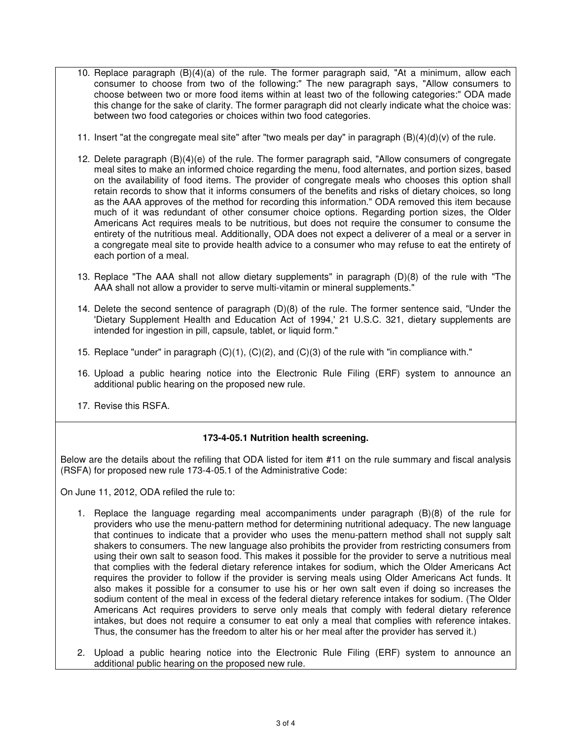10. Replace paragraph (B)(4)(a) of the rule. The former paragraph said, "At a minimum, allow each consumer to choose from two of the following:" The new paragraph says, "Allow consumers to choose between two or more food items within at least two of the following categories:" ODA made this change for the sake of clarity. The former paragraph did not clearly indicate what the choice was: between two food categories or choices within two food categories.

11. Insert "at the congregate meal site" after "two meals per day" in paragraph (B)(4)(d)(v) of the rule.

12. Delete paragraph (B)(4)(e) of the rule. The former paragraph said, "Allow consumers of congregate meal sites to make an informed choice regarding the menu, food alternates, and portion sizes, based on the availability of food items. The provider of congregate meals who chooses this option shall retain records to show that it informs consumers of the benefits and risks of dietary choices, so long as the AAA approves of the method for recording this information." ODA removed this item because much of it was redundant of other consumer choice options. Regarding portion sizes, the Older Americans Act requires meals to be nutritious, but does not require the consumer to consume the entirety of the nutritious meal. Additionally, ODA does not expect a deliverer of a meal or a server in a congregate meal site to provide health advice to a consumer who may refuse to eat the entirety of each portion of a meal.

13. Replace "The AAA shall not allow dietary supplements" in paragraph (D)(8) of the rule with "The AAA shall not allow a provider to serve multi-vitamin or mineral supplements."

14. Delete the second sentence of paragraph (D)(8) of the rule. The former sentence said, "Under the 'Dietary Supplement Health and Education Act of 1994,' 21 U.S.C. 321, dietary supplements are intended for ingestion in pill, capsule, tablet, or liquid form."

15. Replace "under" in paragraph (C)(1), (C)(2), and (C)(3) of the rule with "in compliance with."

16. Upload a public hearing notice into the Electronic Rule Filing (ERF) system to announce an additional public hearing on the proposed new rule.

17. Revise this RSFA.

**173-4-05.1 Nutrition health screening.**

Below are the details about the refiling that ODA listed for item #11 on the rule summary and fiscal analysis (RSFA) for proposed new rule 173-4-05.1 of the Administrative Code:

On June 11, 2012, ODA refiled the rule to:

1. Replace the language regarding meal accompaniments under paragraph (B)(8) of the rule for providers who use the menu-pattern method for determining nutritional adequacy. The new language that continues to indicate that a provider who uses the menu-pattern method shall not supply salt shakers to consumers. The new language also prohibits the provider from restricting consumers from using their own salt to season food. This makes it possible for the provider to serve a nutritious meal that complies with the federal dietary reference intakes for sodium, which the Older Americans Act requires the provider to follow if the provider is serving meals using Older Americans Act funds. It also makes it possible for a consumer to use his or her own salt even if doing so increases the sodium content of the meal in excess of the federal dietary reference intakes for sodium. (The Older Americans Act requires providers to serve only meals that comply with federal dietary reference intakes, but does not require a consumer to eat only a meal that complies with reference intakes. Thus, the consumer has the freedom to alter his or her meal after the provider has served it.)

2. Upload a public hearing notice into the Electronic Rule Filing (ERF) system to announce an additional public hearing on the proposed new rule.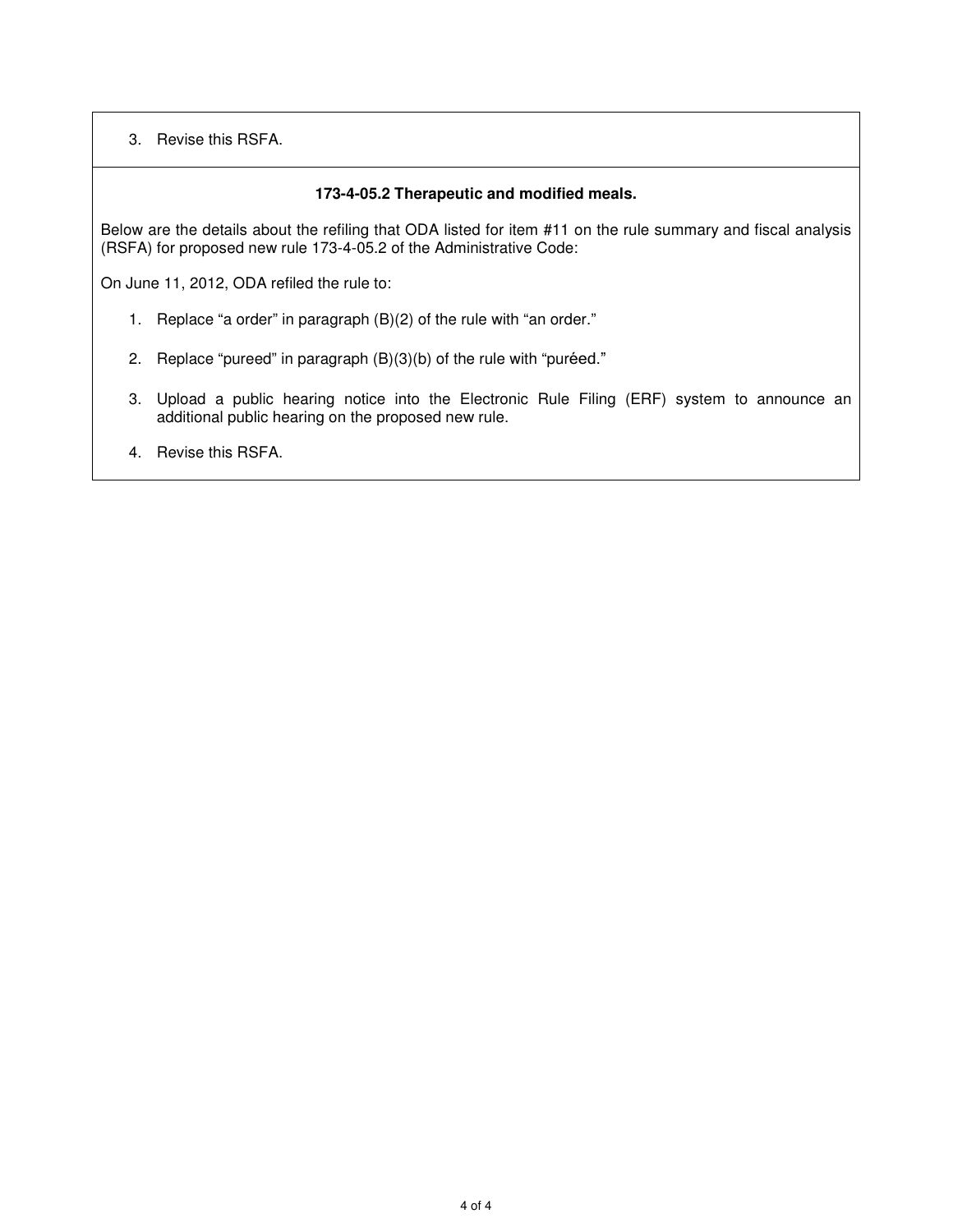3. Revise this RSFA.

**173-4-05.2 Therapeutic and modified meals.**

Below are the details about the refiling that ODA listed for item #11 on the rule summary and fiscal analysis (RSFA) for proposed new rule 173-4-05.2 of the Administrative Code:

On June 11, 2012, ODA refiled the rule to:

1. Replace “a order” in paragraph (B)(2) of the rule with “an order.”
2. Replace “pureed” in paragraph (B)(3)(b) of the rule with “puréed.”
3. Upload a public hearing notice into the Electronic Rule Filing (ERF) system to announce an additional public hearing on the proposed new rule.
4. Revise this RSFA.